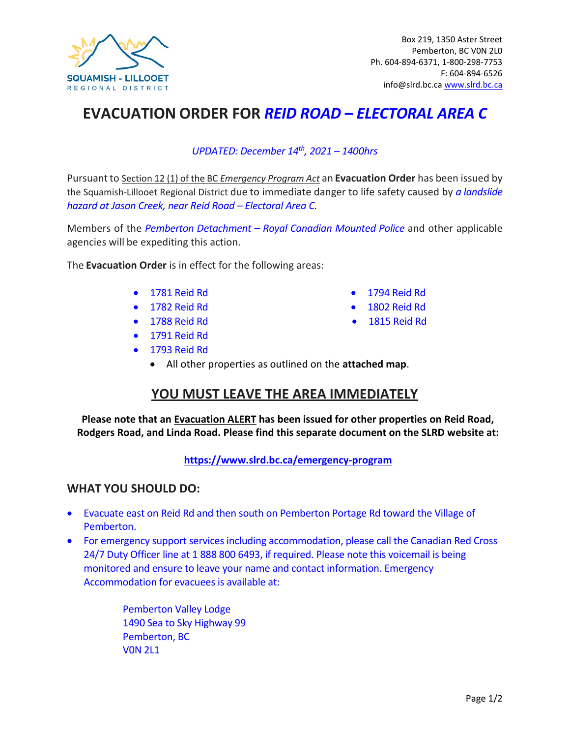SQUAMISH - LILLOOET
REGIONAL DISTRICT

Box 219, 1350 Aster Street
Pemberton, BC V0N 2L0
Ph. 604-894-6371, 1-800-298-7753
F: 604-894-6526
info@slrd.bc.ca www.slrd.bc.ca

# EVACUATION ORDER FOR *REID ROAD – ELECTORAL AREA C*

*UPDATED: December 14th, 2021 – 1400hrs*

Pursuant to Section 12 (1) of the BC *Emergency Program Act* an **Evacuation Order** has been issued by the Squamish-Lillooet Regional District due to immediate danger to life safety caused by *a landslide hazard at Jason Creek, near Reid Road – Electoral Area C.*

Members of the *Pemberton Detachment – Royal Canadian Mounted Police* and other applicable agencies will be expediting this action.

The **Evacuation Order** is in effect for the following areas:

- 1781 Reid Rd
- 1782 Reid Rd
- 1788 Reid Rd
- 1791 Reid Rd
- 1793 Reid Rd
- 1794 Reid Rd
- 1802 Reid Rd
- 1815 Reid Rd
    - All other properties as outlined on the **attached map**.

## YOU MUST LEAVE THE AREA IMMEDIATELY

**Please note that an Evacuation ALERT has been issued for other properties on Reid Road, Rodgers Road, and Linda Road. Please find this separate document on the SLRD website at:**

**https://www.slrd.bc.ca/emergency-program**

## WHAT YOU SHOULD DO:

- Evacuate east on Reid Rd and then south on Pemberton Portage Rd toward the Village of Pemberton.
- For emergency support services including accommodation, please call the Canadian Red Cross 24/7 Duty Officer line at 1 888 800 6493, if required. Please note this voicemail is being monitored and ensure to leave your name and contact information. Emergency Accommodation for evacuees is available at:

  Pemberton Valley Lodge
  1490 Sea to Sky Highway 99
  Pemberton, BC
  V0N 2L1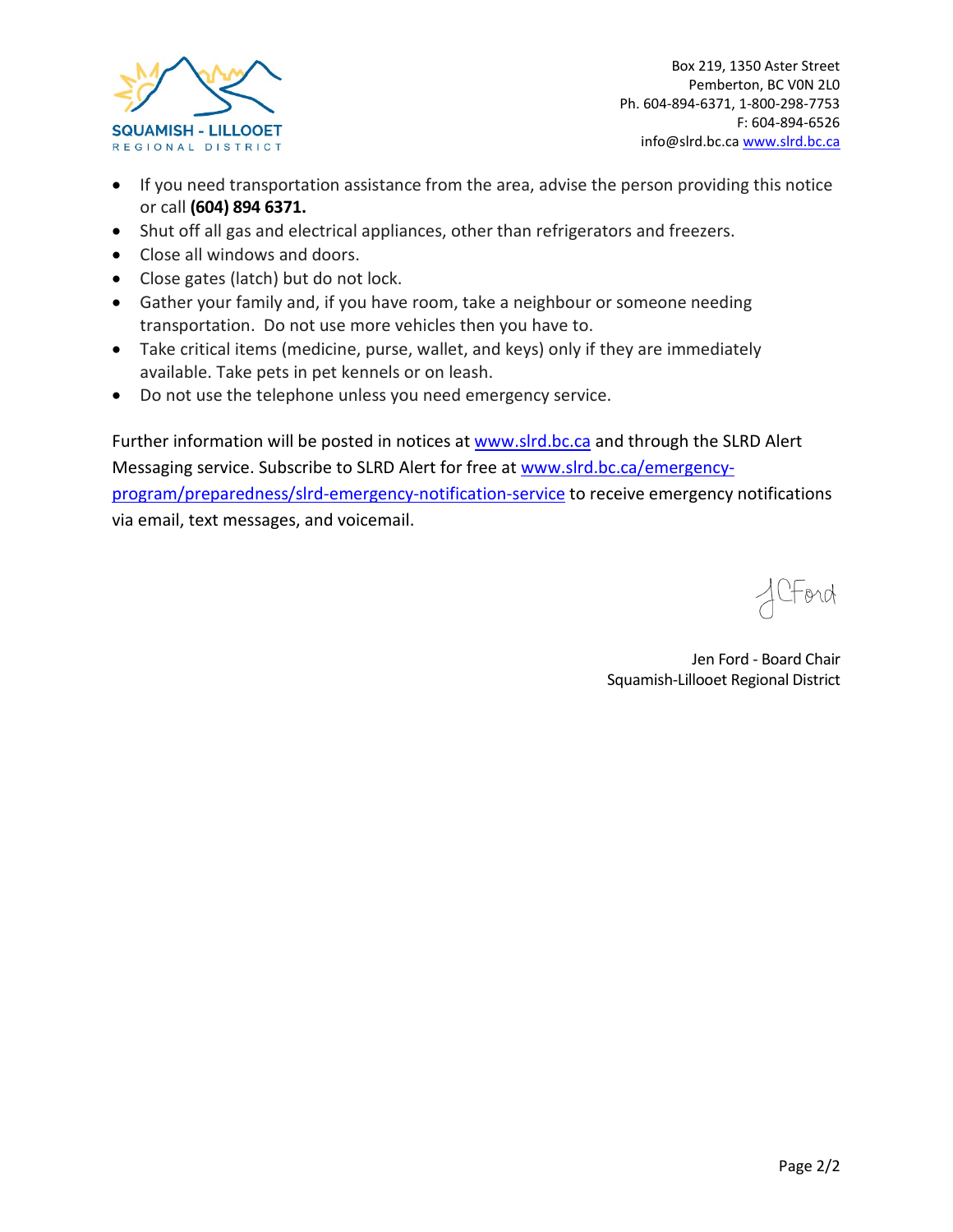Box 219, 1350 Aster Street
Pemberton, BC V0N 2L0
Ph. 604-894-6371, 1-800-298-7753
F: 604-894-6526
info@slrd.bc.ca www.slrd.bc.ca

- If you need transportation assistance from the area, advise the person providing this notice or call **(604) 894 6371.**
- Shut off all gas and electrical appliances, other than refrigerators and freezers.
- Close all windows and doors.
- Close gates (latch) but do not lock.
- Gather your family and, if you have room, take a neighbour or someone needing transportation. Do not use more vehicles then you have to.
- Take critical items (medicine, purse, wallet, and keys) only if they are immediately available. Take pets in pet kennels or on leash.
- Do not use the telephone unless you need emergency service.

Further information will be posted in notices at www.slrd.bc.ca and through the SLRD Alert Messaging service. Subscribe to SLRD Alert for free at www.slrd.bc.ca/emergency-program/preparedness/slrd-emergency-notification-service to receive emergency notifications via email, text messages, and voicemail.

J C Ford

Jen Ford - Board Chair
Squamish-Lillooet Regional District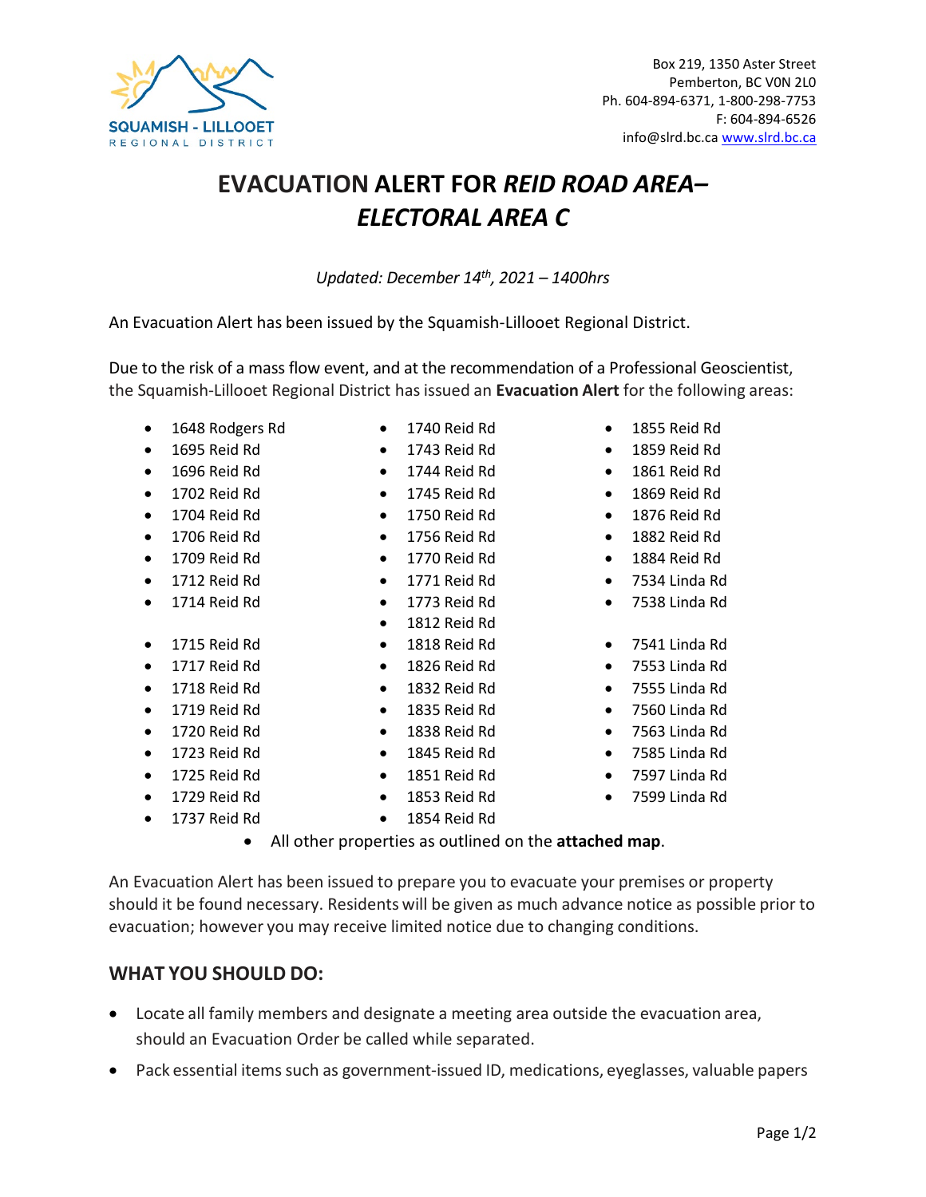Box 219, 1350 Aster Street
Pemberton, BC V0N 2L0
Ph. 604-894-6371, 1-800-298-7753
F: 604-894-6526
info@slrd.bc.ca www.slrd.bc.ca

# EVACUATION ALERT FOR *REID ROAD AREA– ELECTORAL AREA C*

*Updated: December 14th, 2021 – 1400hrs*

An Evacuation Alert has been issued by the Squamish-Lillooet Regional District.

Due to the risk of a mass flow event, and at the recommendation of a Professional Geoscientist, the Squamish-Lillooet Regional District has issued an **Evacuation Alert** for the following areas:

- 1648 Rodgers Rd
- 1695 Reid Rd
- 1696 Reid Rd
- 1702 Reid Rd
- 1704 Reid Rd
- 1706 Reid Rd
- 1709 Reid Rd
- 1712 Reid Rd
- 1714 Reid Rd
- 1715 Reid Rd
- 1717 Reid Rd
- 1718 Reid Rd
- 1719 Reid Rd
- 1720 Reid Rd
- 1723 Reid Rd
- 1725 Reid Rd
- 1729 Reid Rd
- 1737 Reid Rd
- 1740 Reid Rd
- 1743 Reid Rd
- 1744 Reid Rd
- 1745 Reid Rd
- 1750 Reid Rd
- 1756 Reid Rd
- 1770 Reid Rd
- 1771 Reid Rd
- 1773 Reid Rd
- 1812 Reid Rd
- 1818 Reid Rd
- 1826 Reid Rd
- 1832 Reid Rd
- 1835 Reid Rd
- 1838 Reid Rd
- 1845 Reid Rd
- 1851 Reid Rd
- 1853 Reid Rd
- 1854 Reid Rd
- 1855 Reid Rd
- 1859 Reid Rd
- 1861 Reid Rd
- 1869 Reid Rd
- 1876 Reid Rd
- 1882 Reid Rd
- 1884 Reid Rd
- 7534 Linda Rd
- 7538 Linda Rd
- 7541 Linda Rd
- 7553 Linda Rd
- 7555 Linda Rd
- 7560 Linda Rd
- 7563 Linda Rd
- 7585 Linda Rd
- 7597 Linda Rd
- 7599 Linda Rd
- All other properties as outlined on the **attached map**.

An Evacuation Alert has been issued to prepare you to evacuate your premises or property should it be found necessary. Residents will be given as much advance notice as possible prior to evacuation; however you may receive limited notice due to changing conditions.

## WHAT YOU SHOULD DO:

- Locate all family members and designate a meeting area outside the evacuation area, should an Evacuation Order be called while separated.
- Pack essential items such as government-issued ID, medications, eyeglasses, valuable papers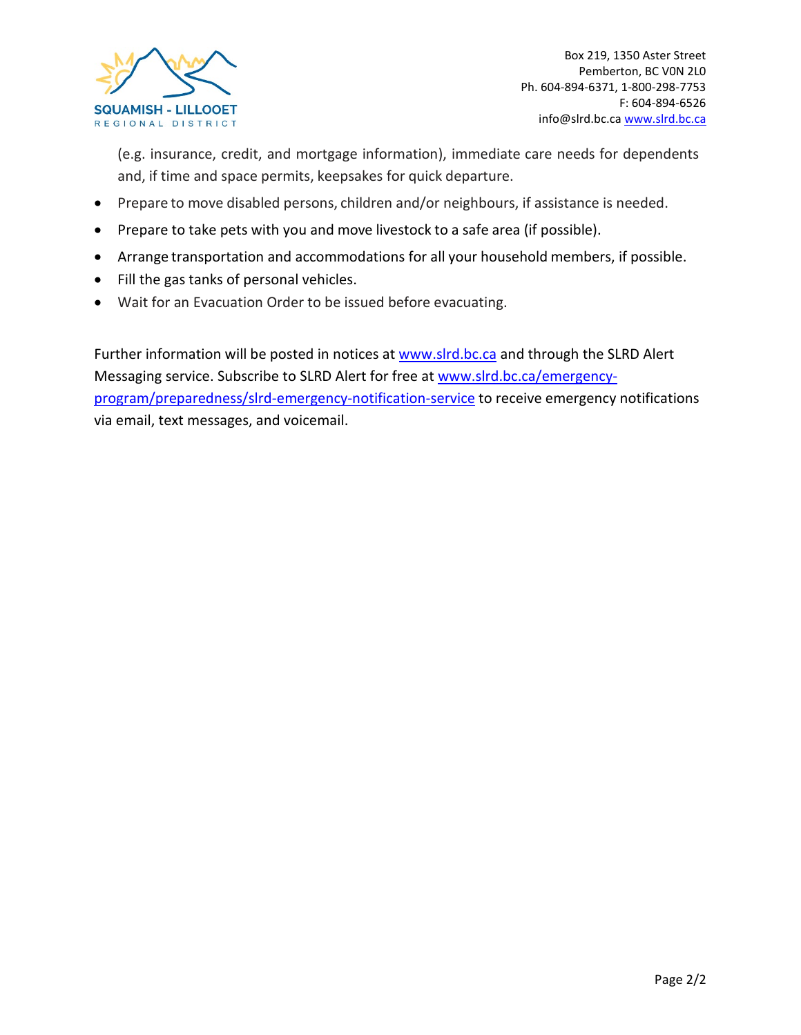(e.g. insurance, credit, and mortgage information), immediate care needs for dependents and, if time and space permits, keepsakes for quick departure.

- Prepare to move disabled persons, children and/or neighbours, if assistance is needed.
- Prepare to take pets with you and move livestock to a safe area (if possible).
- Arrange transportation and accommodations for all your household members, if possible.
- Fill the gas tanks of personal vehicles.
- Wait for an Evacuation Order to be issued before evacuating.

Further information will be posted in notices at [www.slrd.bc.ca](http://www.slrd.bc.ca) and through the SLRD Alert Messaging service. Subscribe to SLRD Alert for free at [www.slrd.bc.ca/emergency-program/preparedness/slrd-emergency-notification-service](http://www.slrd.bc.ca/emergency-program/preparedness/slrd-emergency-notification-service) to receive emergency notifications via email, text messages, and voicemail.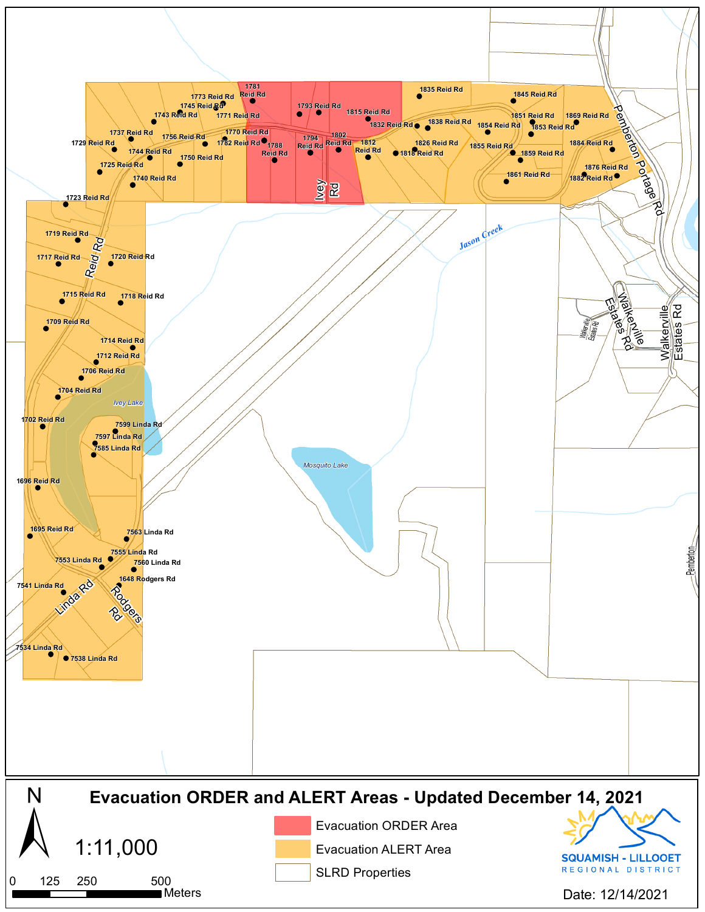# Evacuation ORDER and ALERT Areas - Updated December 14, 2021

Evacuation ORDER Area

Evacuation ALERT Area

SLRD Properties

N

1:11,000

0 125 250 500 Meters

SQUAMISH - LILLOOET REGIONAL DISTRICT

Date: 12/14/2021

1781 Reid Rd
1773 Reid Rd
1745 Reid Rd
1743 Reid Rd
1771 Reid Rd
1793 Reid Rd
1815 Reid Rd
1835 Reid Rd
1845 Reid Rd
1851 Reid Rd
1869 Reid Rd
1853 Reid Rd
1854 Reid Rd
1838 Reid Rd
1832 Reid Rd
1737 Reid Rd
1756 Reid Rd
1770 Reid Rd
1782 Reid Rd
1788 Reid Rd
1794 Reid Rd
1802 Reid Rd
1812 Reid Rd
1826 Reid Rd
1818 Reid Rd
1855 Reid Rd
1859 Reid Rd
1884 Reid Rd
1729 Reid Rd
1744 Reid Rd
1750 Reid Rd
1725 Reid Rd
1740 Reid Rd
1861 Reid Rd
1876 Reid Rd
1882 Reid Rd
1723 Reid Rd
1719 Reid Rd
1717 Reid Rd
1720 Reid Rd
1715 Reid Rd
1718 Reid Rd
1709 Reid Rd
1714 Reid Rd
1712 Reid Rd
1706 Reid Rd
1704 Reid Rd
1702 Reid Rd
7599 Linda Rd
7597 Linda Rd
7585 Linda Rd
1696 Reid Rd
1695 Reid Rd
7563 Linda Rd
7555 Linda Rd
7553 Linda Rd
7560 Linda Rd
1648 Rodgers Rd
7541 Linda Rd
7534 Linda Rd
7538 Linda Rd

Reid Rd
Ivey Rd
Linda Rd
Rodgers Rd
Pemberton Portage Rd
Walkerville Estates Rd
Walkerville Estates Rd
Walkerville Estates Rd
Pemberton
Jason Creek
Ivey Lake
Mosquito Lake